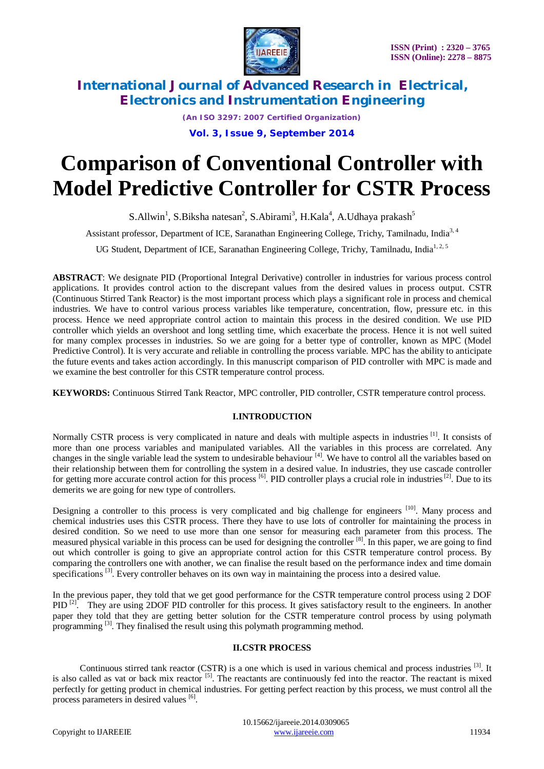# Comparison of Conventional Controller with Model Predictive Controller for CSTR Process

S.Allwin[1], S.Biksha natesan[2], S.Abirami[3], H.Kala[4], A.Udhaya prakash[5]

Assistant professor, Department of ICE, Saranathan Engineering College, Trichy, Tamilnadu, India[3, 4]

UG Student, Department of ICE, Saranathan Engineering College, Trichy, Tamilnadu, India[1, 2, 5]

**ABSTRACT**: We designate PID (Proportional Integral Derivative) controller in industries for various process control applications. It provides control action to the discrepant values from the desired values in process output. CSTR (Continuous Stirred Tank Reactor) is the most important process which plays a significant role in process and chemical industries. We have to control various process variables like temperature, concentration, flow, pressure etc. in this process. Hence we need appropriate control action to maintain this process in the desired condition. We use PID controller which yields an overshoot and long settling time, which exacerbate the process. Hence it is not well suited for many complex processes in industries. So we are going for a better type of controller, known as MPC (Model Predictive Control). It is very accurate and reliable in controlling the process variable. MPC has the ability to anticipate the future events and takes action accordingly. In this manuscript comparison of PID controller with MPC is made and we examine the best controller for this CSTR temperature control process.

**KEYWORDS:** Continuous Stirred Tank Reactor, MPC controller, PID controller, CSTR temperature control process.

## I.INTRODUCTION

Normally CSTR process is very complicated in nature and deals with multiple aspects in industries [1]. It consists of more than one process variables and manipulated variables. All the variables in this process are correlated. Any changes in the single variable lead the system to undesirable behaviour [4]. We have to control all the variables based on their relationship between them for controlling the system in a desired value. In industries, they use cascade controller for getting more accurate control action for this process [6]. PID controller plays a crucial role in industries [2]. Due to its demerits we are going for new type of controllers.

Designing a controller to this process is very complicated and big challenge for engineers [10]. Many process and chemical industries uses this CSTR process. There they have to use lots of controller for maintaining the process in desired condition. So we need to use more than one sensor for measuring each parameter from this process. The measured physical variable in this process can be used for designing the controller [8]. In this paper, we are going to find out which controller is going to give an appropriate control action for this CSTR temperature control process. By comparing the controllers one with another, we can finalise the result based on the performance index and time domain specifications [3]. Every controller behaves on its own way in maintaining the process into a desired value.

In the previous paper, they told that we get good performance for the CSTR temperature control process using 2 DOF PID [2]. They are using 2DOF PID controller for this process. It gives satisfactory result to the engineers. In another paper they told that they are getting better solution for the CSTR temperature control process by using polymath programming [3]. They finalised the result using this polymath programming method.

## II.CSTR PROCESS

Continuous stirred tank reactor (CSTR) is a one which is used in various chemical and process industries [3]. It is also called as vat or back mix reactor [5]. The reactants are continuously fed into the reactor. The reactant is mixed perfectly for getting product in chemical industries. For getting perfect reaction by this process, we must control all the process parameters in desired values [6].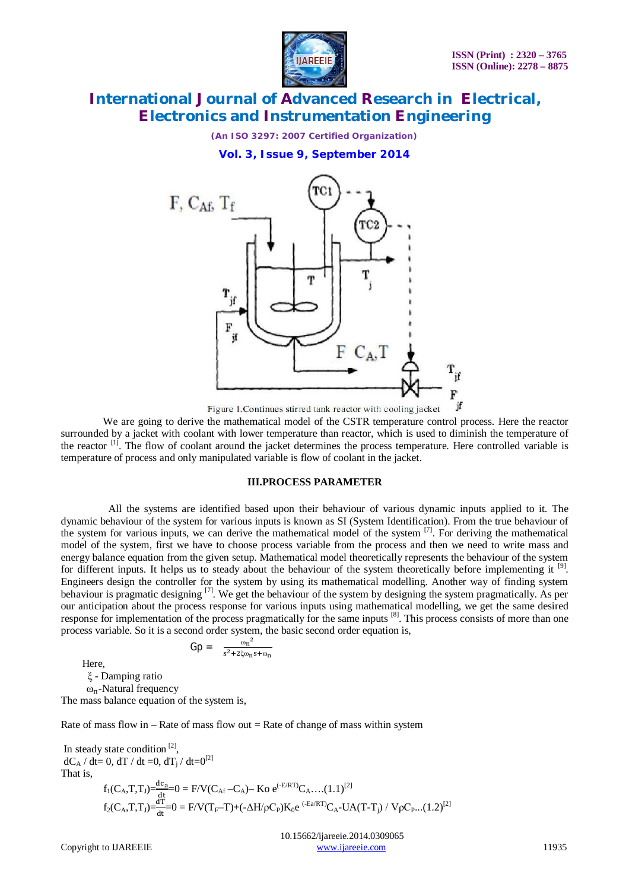Figure 1.Continues stirred tank reactor with cooling jacket

We are going to derive the mathematical model of the CSTR temperature control process. Here the reactor surrounded by a jacket with coolant with lower temperature than reactor, which is used to diminish the temperature of the reactor [1]. The flow of coolant around the jacket determines the process temperature. Here controlled variable is temperature of process and only manipulated variable is flow of coolant in the jacket.

## III.PROCESS PARAMETER

All the systems are identified based upon their behaviour of various dynamic inputs applied to it. The dynamic behaviour of the system for various inputs is known as SI (System Identification). From the true behaviour of the system for various inputs, we can derive the mathematical model of the system [7]. For deriving the mathematical model of the system, first we have to choose process variable from the process and then we need to write mass and energy balance equation from the given setup. Mathematical model theoretically represents the behaviour of the system for different inputs. It helps us to steady about the behaviour of the system theoretically before implementing it [9]. Engineers design the controller for the system by using its mathematical modelling. Another way of finding system behaviour is pragmatic designing [7]. We get the behaviour of the system by designing the system pragmatically. As per our anticipation about the process response for various inputs using mathematical modelling, we get the same desired response for implementation of the process pragmatically for the same inputs [8]. This process consists of more than one process variable. So it is a second order system, the basic second order equation is,

$$Gp = \frac{\omega_n^2}{s^2+2\xi\omega_n s+\omega_n}$$

Here,

$\xi$ - Damping ratio

$\omega_n$-Natural frequency

The mass balance equation of the system is,

Rate of mass flow in – Rate of mass flow out = Rate of change of mass within system

In steady state condition [2],

$dC_A / dt = 0$, $dT / dt = 0$, $dT_j / dt = 0$[2]

That is,

$$f_1(C_A,T,T_J)=\frac{dc_a}{dt}=0 = F/V(C_{Af} - C_A) - Ko\, e^{(-E/RT)}C_A \quad \ldots(1.1)^{[2]}$$

$$f_2(C_A,T,T_J)=\frac{dT}{dt}=0 = F/V(T_F - T)+(-\Delta H/\rho C_P)K_0 e^{(-Ea/RT)}C_A - UA(T-T_j) / V\rho C_P \quad \ldots(1.2)^{[2]}$$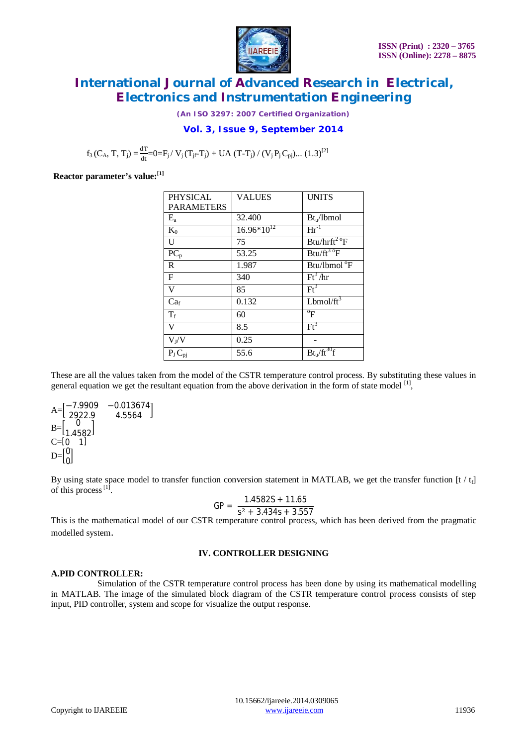$$f_3(C_A, T, T_j) = \frac{dT}{dt} = 0 = F_j / V_j (T_{jf} - T_j) + UA(T - T_j) / (V_j P_j C_{pj}) \ldots (1.3)^{[2]}$$

**Reactor parameter's value:**[1]

| PHYSICAL PARAMETERS | VALUES | UNITS |
|---|---|---|
| $E_a$ | 32.400 | $Bt_u$/lbmol |
| $K_0$ | $16.96*10^{12}$ | $Hr^{-1}$ |
| U | 75 | Btu/hrft$^2$ °F |
| $PC_p$ | 53.25 | Btu/ft$^3$ °F |
| R | 1.987 | Btu/lbmol °F |
| F | 340 | Ft$^3$/hr |
| V | 85 | Ft$^3$ |
| $Ca_f$ | 0.132 | Lbmol/ft$^3$ |
| $T_f$ | 60 | °F |
| V | 8.5 | Ft$^3$ |
| $V_j/V$ | 0.25 | - |
| $P_J C_{pj}$ | 55.6 | $Bt_u$/ft$^{30}$f |

These are all the values taken from the model of the CSTR temperature control process. By substituting these values in general equation we get the resultant equation from the above derivation in the form of state model [1],

$$A = \begin{bmatrix} -7.9909 & -0.013674 \\ 2922.9 & 4.5564 \end{bmatrix}$$

$$B = \begin{bmatrix} 0 \\ 1.4582 \end{bmatrix}$$

$$C = \begin{bmatrix} 0 & 1 \end{bmatrix}$$

$$D = \begin{bmatrix} 0 \\ 0 \end{bmatrix}$$

By using state space model to transfer function conversion statement in MATLAB, we get the transfer function $[t / t_f]$ of this process [1].

$$GP = \frac{1.4582S + 11.65}{s^2 + 3.434s + 3.557}$$

This is the mathematical model of our CSTR temperature control process, which has been derived from the pragmatic modelled system.

## IV. CONTROLLER DESIGNING

### A.PID CONTROLLER:

Simulation of the CSTR temperature control process has been done by using its mathematical modelling in MATLAB. The image of the simulated block diagram of the CSTR temperature control process consists of step input, PID controller, system and scope for visualize the output response.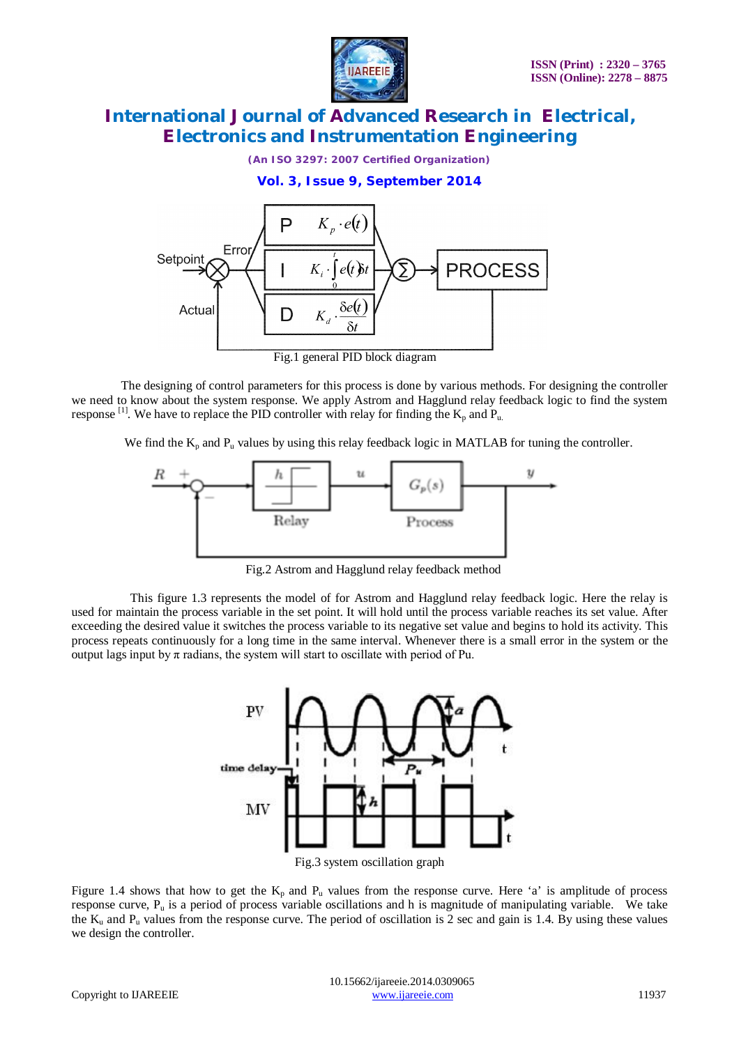Fig.1 general PID block diagram

The designing of control parameters for this process is done by various methods. For designing the controller we need to know about the system response. We apply Astrom and Hagglund relay feedback logic to find the system response [1]. We have to replace the PID controller with relay for finding the $K_p$ and $P_u$.

We find the $K_p$ and $P_u$ values by using this relay feedback logic in MATLAB for tuning the controller.

Fig.2 Astrom and Hagglund relay feedback method

This figure 1.3 represents the model of for Astrom and Hagglund relay feedback logic. Here the relay is used for maintain the process variable in the set point. It will hold until the process variable reaches its set value. After exceeding the desired value it switches the process variable to its negative set value and begins to hold its activity. This process repeats continuously for a long time in the same interval. Whenever there is a small error in the system or the output lags input by π radians, the system will start to oscillate with period of Pu.

Fig.3 system oscillation graph

Figure 1.4 shows that how to get the $K_p$ and $P_u$ values from the response curve. Here 'a' is amplitude of process response curve, $P_u$ is a period of process variable oscillations and h is magnitude of manipulating variable. We take the $K_u$ and $P_u$ values from the response curve. The period of oscillation is 2 sec and gain is 1.4. By using these values we design the controller.

10.15662/ijareeie.2014.0309065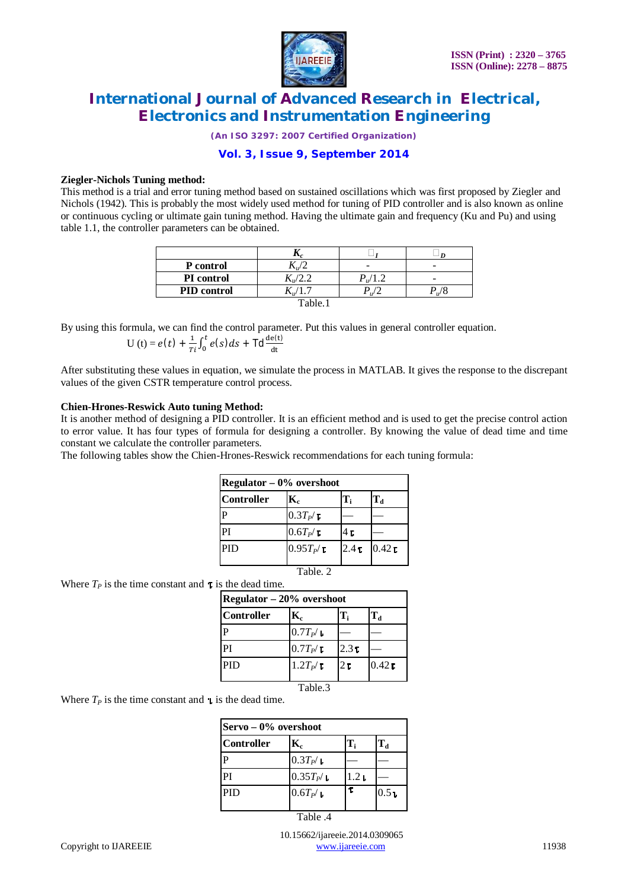**Ziegler-Nichols Tuning method:**

This method is a trial and error tuning method based on sustained oscillations which was first proposed by Ziegler and Nichols (1942). This is probably the most widely used method for tuning of PID controller and is also known as online or continuous cycling or ultimate gain tuning method. Having the ultimate gain and frequency (Ku and Pu) and using table 1.1, the controller parameters can be obtained.

| | $K_c$ | $\tau_I$ | $\tau_D$ |
|---|---|---|---|
| **P control** | $K_u/2$ | - | - |
| **PI control** | $K_u/2.2$ | $P_u/1.2$ | - |
| **PID control** | $K_u/1.7$ | $P_u/2$ | $P_u/8$ |

Table.1

By using this formula, we can find the control parameter. Put this values in general controller equation.

$$U(t) = e(t) + \frac{1}{Ti}\int_0^t e(s)\,ds + \mathrm{Td}\frac{\mathrm{de(t)}}{\mathrm{dt}}$$

After substituting these values in equation, we simulate the process in MATLAB. It gives the response to the discrepant values of the given CSTR temperature control process.

**Chien-Hrones-Reswick Auto tuning Method:**

It is another method of designing a PID controller. It is an efficient method and is used to get the precise control action to error value. It has four types of formula for designing a controller. By knowing the value of dead time and time constant we calculate the controller parameters.

The following tables show the Chien-Hrones-Reswick recommendations for each tuning formula:

| **Regulator – 0% overshoot** | | | |
|---|---|---|---|
| **Controller** | **$K_c$** | **$T_i$** | **$T_d$** |
| P | $0.3T_P/\tau$ | — | — |
| PI | $0.6T_P/\tau$ | $4\tau$ | — |
| PID | $0.95T_P/\tau$ | $2.4\tau$ | $0.42\tau$ |

Table. 2

Where $T_P$ is the time constant and $\tau$ is the dead time.

| **Regulator – 20% overshoot** | | | |
|---|---|---|---|
| **Controller** | **$K_c$** | **$T_i$** | **$T_d$** |
| P | $0.7T_P/\tau$ | — | — |
| PI | $0.7T_P/\tau$ | $2.3\tau$ | — |
| PID | $1.2T_P/\tau$ | $2\tau$ | $0.42\tau$ |

Table.3

Where $T_P$ is the time constant and $\tau$ is the dead time.

| **Servo – 0% overshoot** | | | |
|---|---|---|---|
| **Controller** | **$K_c$** | **$T_i$** | **$T_d$** |
| P | $0.3T_P/\tau$ | — | — |
| PI | $0.35T_P/\tau$ | $1.2\tau$ | — |
| PID | $0.6T_P/\tau$ | $\tau$ | $0.5\tau$ |

Table .4

10.15662/ijareeie.2014.0309065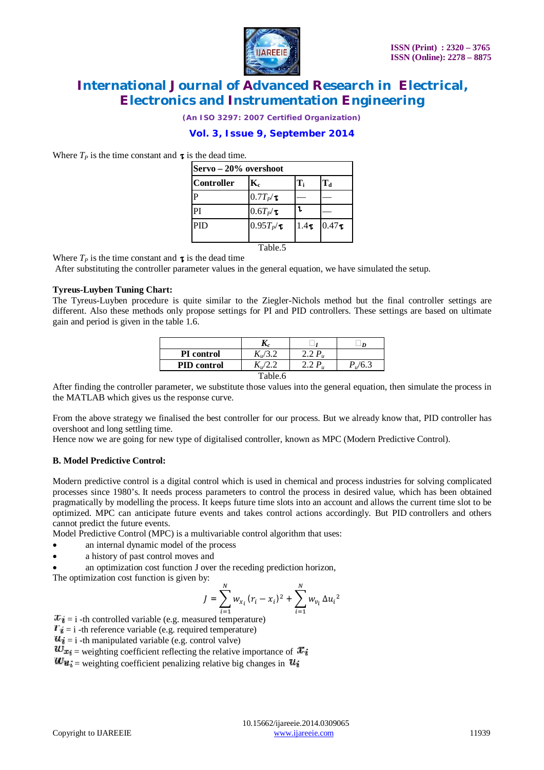Where $T_P$ is the time constant and $\tau$ is the dead time.

| Servo – 20% overshoot | | | |
|---|---|---|---|
| **Controller** | $K_c$ | $T_i$ | $T_d$ |
| P | $0.7T_P/\tau$ | — | — |
| PI | $0.6T_P/\tau$ | $\tau$ | — |
| PID | $0.95T_P/\tau$ | $1.4\tau$ | $0.47\tau$ |

Table.5

Where $T_P$ is the time constant and $\tau$ is the dead time

After substituting the controller parameter values in the general equation, we have simulated the setup.

**Tyreus-Luyben Tuning Chart:**

The Tyreus-Luyben procedure is quite similar to the Ziegler-Nichols method but the final controller settings are different. Also these methods only propose settings for PI and PID controllers. These settings are based on ultimate gain and period is given in the table 1.6.

| | $K_c$ | $\tau_I$ | $\tau_D$ |
|---|---|---|---|
| **PI control** | $K_u/3.2$ | $2.2\,P_u$ | |
| **PID control** | $K_u/2.2$ | $2.2\,P_u$ | $P_u/6.3$ |

Table.6

After finding the controller parameter, we substitute those values into the general equation, then simulate the process in the MATLAB which gives us the response curve.

From the above strategy we finalised the best controller for our process. But we already know that, PID controller has overshoot and long settling time.

Hence now we are going for new type of digitalised controller, known as MPC (Modern Predictive Control).

**B. Model Predictive Control:**

Modern predictive control is a digital control which is used in chemical and process industries for solving complicated processes since 1980's. It needs process parameters to control the process in desired value, which has been obtained pragmatically by modelling the process. It keeps future time slots into an account and allows the current time slot to be optimized. MPC can anticipate future events and takes control actions accordingly. But PID controllers and others cannot predict the future events.

Model Predictive Control (MPC) is a multivariable control algorithm that uses:

- an internal dynamic model of the process
- a history of past control moves and
- an optimization cost function J over the receding prediction horizon,

The optimization cost function is given by:

$$J = \sum_{i=1}^{N} w_{x_i}(r_i - x_i)^2 + \sum_{i=1}^{N} w_{v_i}\,\Delta u_i^{\,2}$$

$x_i$ = i -th controlled variable (e.g. measured temperature)

$r_i$ = i -th reference variable (e.g. required temperature)

$u_i$ = i -th manipulated variable (e.g. control valve)

$w_{x_i}$ = weighting coefficient reflecting the relative importance of $x_i$

$w_{u_i}$ = weighting coefficient penalizing relative big changes in $u_i$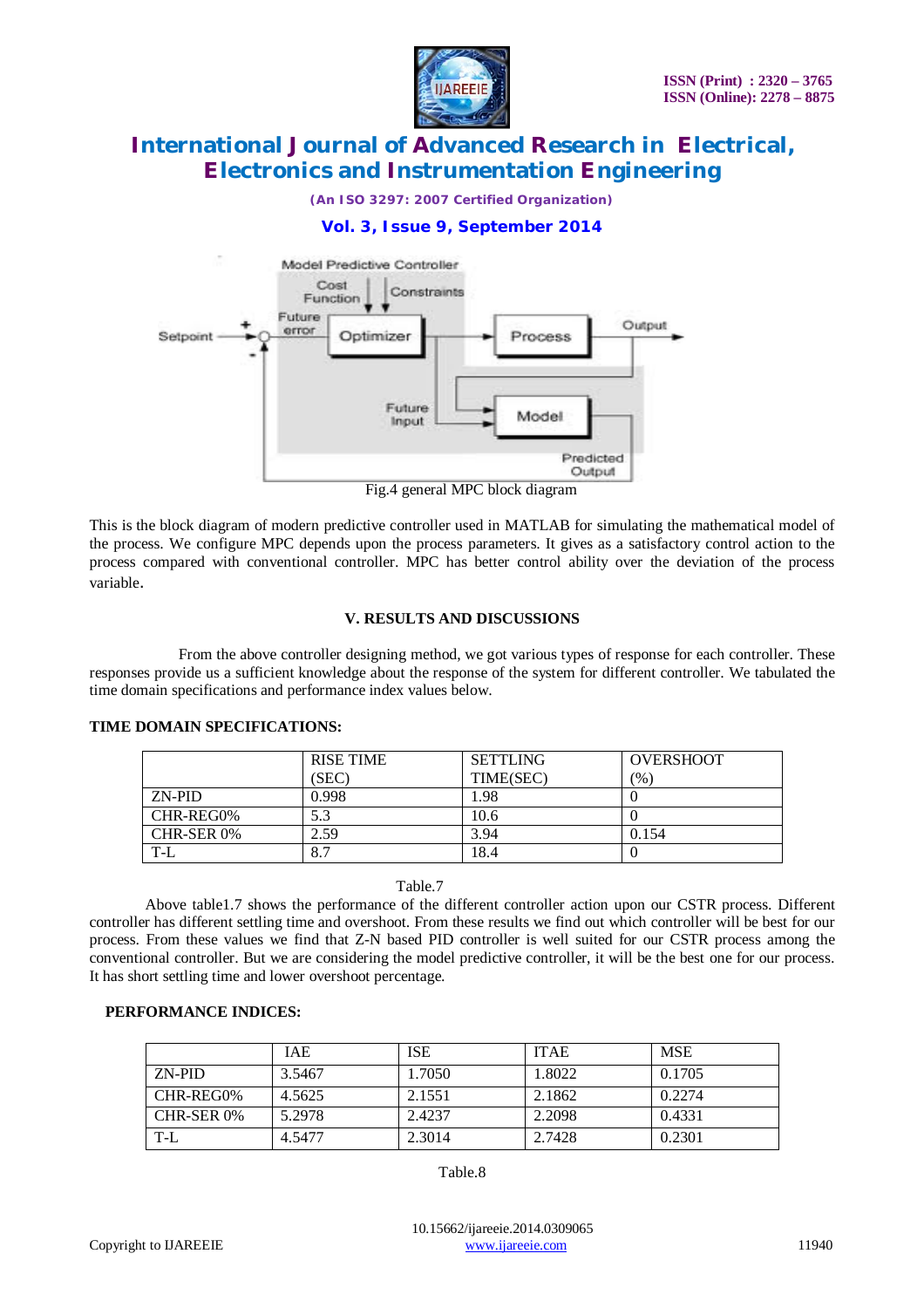Fig.4 general MPC block diagram

This is the block diagram of modern predictive controller used in MATLAB for simulating the mathematical model of the process. We configure MPC depends upon the process parameters. It gives as a satisfactory control action to the process compared with conventional controller. MPC has better control ability over the deviation of the process variable.

## V. RESULTS AND DISCUSSIONS

From the above controller designing method, we got various types of response for each controller. These responses provide us a sufficient knowledge about the response of the system for different controller. We tabulated the time domain specifications and performance index values below.

**TIME DOMAIN SPECIFICATIONS:**

| | RISE TIME (SEC) | SETTLING TIME(SEC) | OVERSHOOT (%) |
|---|---|---|---|
| ZN-PID | 0.998 | 1.98 | 0 |
| CHR-REG0% | 5.3 | 10.6 | 0 |
| CHR-SER 0% | 2.59 | 3.94 | 0.154 |
| T-L | 8.7 | 18.4 | 0 |

Table.7

Above table1.7 shows the performance of the different controller action upon our CSTR process. Different controller has different settling time and overshoot. From these results we find out which controller will be best for our process. From these values we find that Z-N based PID controller is well suited for our CSTR process among the conventional controller. But we are considering the model predictive controller, it will be the best one for our process. It has short settling time and lower overshoot percentage.

**PERFORMANCE INDICES:**

| | IAE | ISE | ITAE | MSE |
|---|---|---|---|---|
| ZN-PID | 3.5467 | 1.7050 | 1.8022 | 0.1705 |
| CHR-REG0% | 4.5625 | 2.1551 | 2.1862 | 0.2274 |
| CHR-SER 0% | 5.2978 | 2.4237 | 2.2098 | 0.4331 |
| T-L | 4.5477 | 2.3014 | 2.7428 | 0.2301 |

Table.8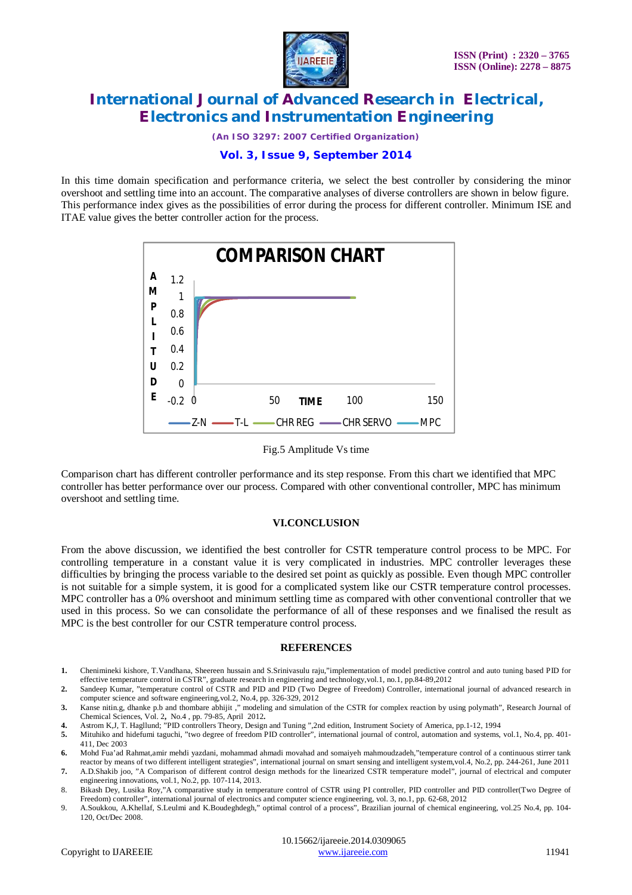In this time domain specification and performance criteria, we select the best controller by considering the minor overshoot and settling time into an account. The comparative analyses of diverse controllers are shown in below figure. This performance index gives as the possibilities of error during the process for different controller. Minimum ISE and ITAE value gives the better controller action for the process.

COMPARISON CHART

AMPLITUDE

1.2
1
0.8
0.6
0.4
0.2
0
-0.2

0
50
TIME
100
150

Z-N
T-L
CHR REG
CHR SERVO
MPC

Fig.5 Amplitude Vs time

Comparison chart has different controller performance and its step response. From this chart we identified that MPC controller has better performance over our process. Compared with other conventional controller, MPC has minimum overshoot and settling time.

## VI.CONCLUSION

From the above discussion, we identified the best controller for CSTR temperature control process to be MPC. For controlling temperature in a constant value it is very complicated in industries. MPC controller leverages these difficulties by bringing the process variable to the desired set point as quickly as possible. Even though MPC controller is not suitable for a simple system, it is good for a complicated system like our CSTR temperature control processes. MPC controller has a 0% overshoot and minimum settling time as compared with other conventional controller that we used in this process. So we can consolidate the performance of all of these responses and we finalised the result as MPC is the best controller for our CSTR temperature control process.

## REFERENCES

1. Chenimineki kishore, T.Vandhana, Sheereen hussain and S.Srinivasulu raju,"implementation of model predictive control and auto tuning based PID for effective temperature control in CSTR", graduate research in engineering and technology,vol.1, no.1, pp.84-89,2012
2. Sandeep Kumar, "temperature control of CSTR and PID and PID (Two Degree of Freedom) Controller", international journal of advanced research in computer science and software engineering,vol.2, No.4, pp. 326-329, 2012
3. Kanse nitin.g, dhanke p.b and thombare abhijit ," modeling and simulation of the CSTR for complex reaction by using polymath", Research Journal of Chemical Sciences, Vol. 2, No.4 , pp. 79-85, April 2012.
4. Astrom K,J, T. Haglund; "PID controllers Theory, Design and Tuning ",2nd edition, Instrument Society of America, pp.1-12, 1994
5. Mituhiko and hidefumi taguchi, "two degree of freedom PID controller", international journal of control, automation and systems, vol.1, No.4, pp. 401-411, Dec 2003
6. Mohd Fua'ad Rahmat,amir mehdi yazdani, mohammad ahmadi movahad and somaiyeh mahmoudzadeh,"temperature control of a continuous stirrer tank reactor by means of two different intelligent strategies", international journal on smart sensing and intelligent system,vol.4, No.2, pp. 244-261, June 2011
7. A.D.Shakib joo, "A Comparison of different control design methods for the linearized CSTR temperature model", journal of electrical and computer engineering innovations, vol.1, No.2, pp. 107-114, 2013.
8. Bikash Dey, Lusika Roy,"A comparative study in temperature control of CSTR using PI controller, PID controller and PID controller(Two Degree of Freedom) controller", international journal of electronics and computer science engineering, vol. 3, no.1, pp. 62-68, 2012
9. A.Soukkou, A.Khellaf, S.Leulmi and K.Boudeghdegh," optimal control of a process", Brazilian journal of chemical engineering, vol.25 No.4, pp. 104-120, Oct/Dec 2008.